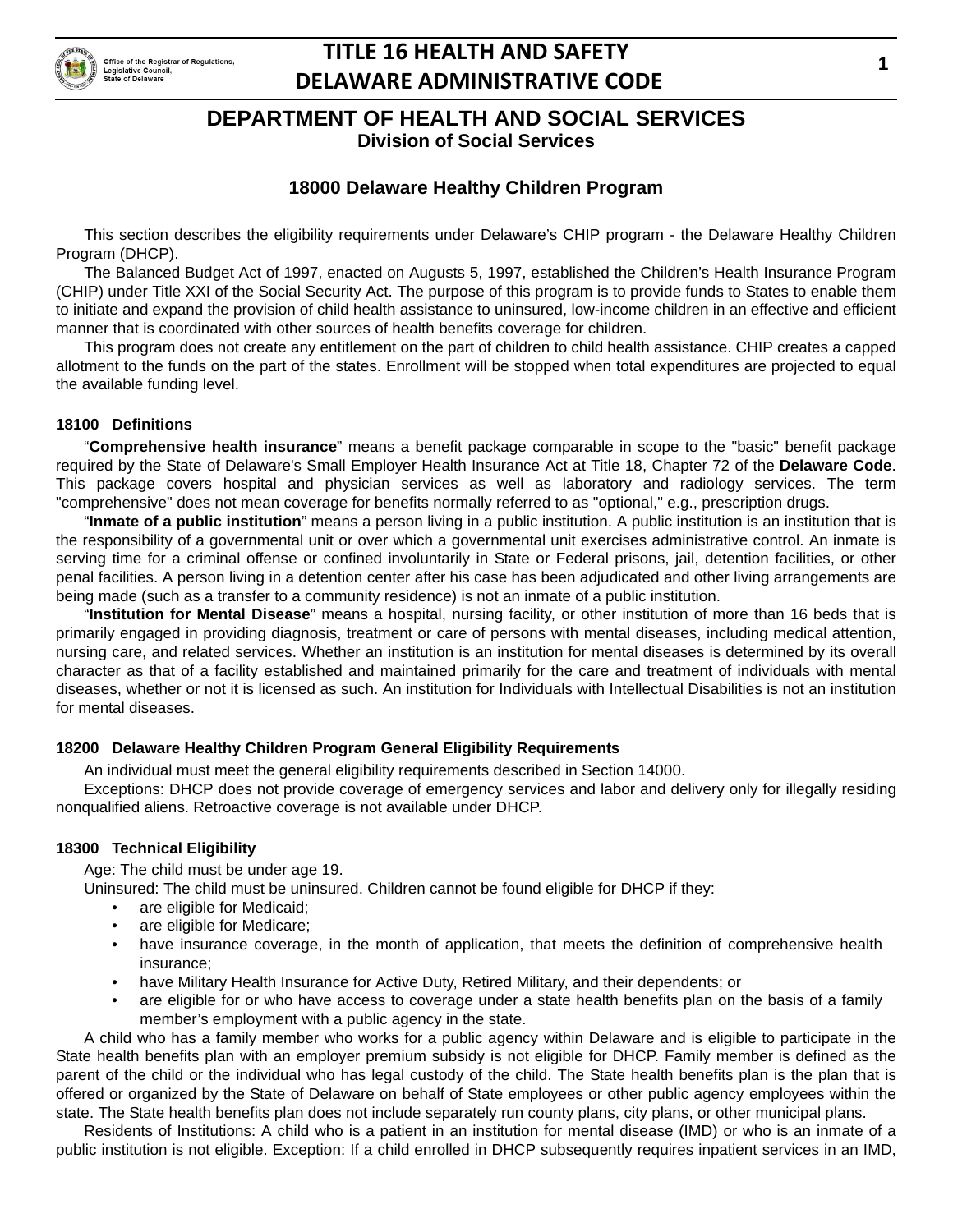# DEPARTMENT OF HEALTH AND SOCIAL SERVICES

## Division of Social Services

### 18000 Delaware Healthy Children Program

This section describes the eligibility requirements under Delaware's CHIP program - the Delaware Healthy Children Program (DHCP).

The Balanced Budget Act of 1997, enacted on Augusts 5, 1997, established the Children's Health Insurance Program (CHIP) under Title XXI of the Social Security Act. The purpose of this program is to provide funds to States to enable them to initiate and expand the provision of child health assistance to uninsured, low-income children in an effective and efficient manner that is coordinated with other sources of health benefits coverage for children.

This program does not create any entitlement on the part of children to child health assistance. CHIP creates a capped allotment to the funds on the part of the states. Enrollment will be stopped when total expenditures are projected to equal the available funding level.

#### 18100 Definitions

"**Comprehensive health insurance**" means a benefit package comparable in scope to the "basic" benefit package required by the State of Delaware's Small Employer Health Insurance Act at Title 18, Chapter 72 of the **Delaware Code**. This package covers hospital and physician services as well as laboratory and radiology services. The term "comprehensive" does not mean coverage for benefits normally referred to as "optional," e.g., prescription drugs.

"**Inmate of a public institution**" means a person living in a public institution. A public institution is an institution that is the responsibility of a governmental unit or over which a governmental unit exercises administrative control. An inmate is serving time for a criminal offense or confined involuntarily in State or Federal prisons, jail, detention facilities, or other penal facilities. A person living in a detention center after his case has been adjudicated and other living arrangements are being made (such as a transfer to a community residence) is not an inmate of a public institution.

"**Institution for Mental Disease**" means a hospital, nursing facility, or other institution of more than 16 beds that is primarily engaged in providing diagnosis, treatment or care of persons with mental diseases, including medical attention, nursing care, and related services. Whether an institution is an institution for mental diseases is determined by its overall character as that of a facility established and maintained primarily for the care and treatment of individuals with mental diseases, whether or not it is licensed as such. An institution for Individuals with Intellectual Disabilities is not an institution for mental diseases.

#### 18200 Delaware Healthy Children Program General Eligibility Requirements

An individual must meet the general eligibility requirements described in Section 14000.

Exceptions: DHCP does not provide coverage of emergency services and labor and delivery only for illegally residing nonqualified aliens. Retroactive coverage is not available under DHCP.

#### 18300 Technical Eligibility

Age: The child must be under age 19.

Uninsured: The child must be uninsured. Children cannot be found eligible for DHCP if they:

- are eligible for Medicaid;
- are eligible for Medicare;
- have insurance coverage, in the month of application, that meets the definition of comprehensive health insurance;
- have Military Health Insurance for Active Duty, Retired Military, and their dependents; or
- are eligible for or who have access to coverage under a state health benefits plan on the basis of a family member's employment with a public agency in the state.

A child who has a family member who works for a public agency within Delaware and is eligible to participate in the State health benefits plan with an employer premium subsidy is not eligible for DHCP. Family member is defined as the parent of the child or the individual who has legal custody of the child. The State health benefits plan is the plan that is offered or organized by the State of Delaware on behalf of State employees or other public agency employees within the state. The State health benefits plan does not include separately run county plans, city plans, or other municipal plans.

Residents of Institutions: A child who is a patient in an institution for mental disease (IMD) or who is an inmate of a public institution is not eligible. Exception: If a child enrolled in DHCP subsequently requires inpatient services in an IMD,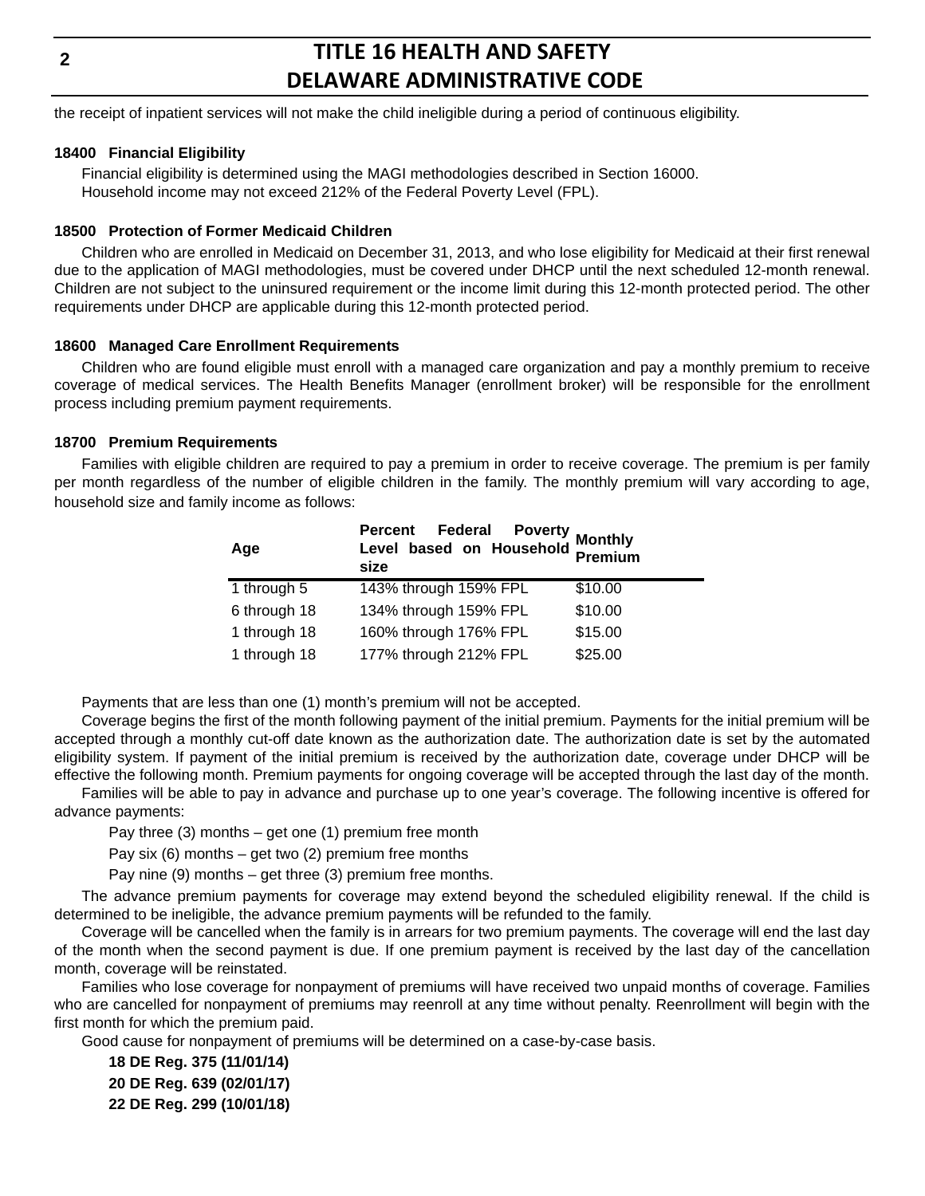the receipt of inpatient services will not make the child ineligible during a period of continuous eligibility.

### 18400 Financial Eligibility

Financial eligibility is determined using the MAGI methodologies described in Section 16000.
Household income may not exceed 212% of the Federal Poverty Level (FPL).

### 18500 Protection of Former Medicaid Children

Children who are enrolled in Medicaid on December 31, 2013, and who lose eligibility for Medicaid at their first renewal due to the application of MAGI methodologies, must be covered under DHCP until the next scheduled 12-month renewal. Children are not subject to the uninsured requirement or the income limit during this 12-month protected period. The other requirements under DHCP are applicable during this 12-month protected period.

### 18600 Managed Care Enrollment Requirements

Children who are found eligible must enroll with a managed care organization and pay a monthly premium to receive coverage of medical services. The Health Benefits Manager (enrollment broker) will be responsible for the enrollment process including premium payment requirements.

### 18700 Premium Requirements

Families with eligible children are required to pay a premium in order to receive coverage. The premium is per family per month regardless of the number of eligible children in the family. The monthly premium will vary according to age, household size and family income as follows:

| Age | Percent Federal Poverty Level based on Household size | Monthly Premium |
|---|---|---|
| 1 through 5 | 143% through 159% FPL | $10.00 |
| 6 through 18 | 134% through 159% FPL | $10.00 |
| 1 through 18 | 160% through 176% FPL | $15.00 |
| 1 through 18 | 177% through 212% FPL | $25.00 |

Payments that are less than one (1) month's premium will not be accepted.

Coverage begins the first of the month following payment of the initial premium. Payments for the initial premium will be accepted through a monthly cut-off date known as the authorization date. The authorization date is set by the automated eligibility system. If payment of the initial premium is received by the authorization date, coverage under DHCP will be effective the following month. Premium payments for ongoing coverage will be accepted through the last day of the month.

Families will be able to pay in advance and purchase up to one year's coverage. The following incentive is offered for advance payments:

Pay three (3) months – get one (1) premium free month

Pay six (6) months – get two (2) premium free months

Pay nine (9) months – get three (3) premium free months.

The advance premium payments for coverage may extend beyond the scheduled eligibility renewal. If the child is determined to be ineligible, the advance premium payments will be refunded to the family.

Coverage will be cancelled when the family is in arrears for two premium payments. The coverage will end the last day of the month when the second payment is due. If one premium payment is received by the last day of the cancellation month, coverage will be reinstated.

Families who lose coverage for nonpayment of premiums will have received two unpaid months of coverage. Families who are cancelled for nonpayment of premiums may reenroll at any time without penalty. Reenrollment will begin with the first month for which the premium paid.

Good cause for nonpayment of premiums will be determined on a case-by-case basis.

**18 DE Reg. 375 (11/01/14)**

**20 DE Reg. 639 (02/01/17)**

**22 DE Reg. 299 (10/01/18)**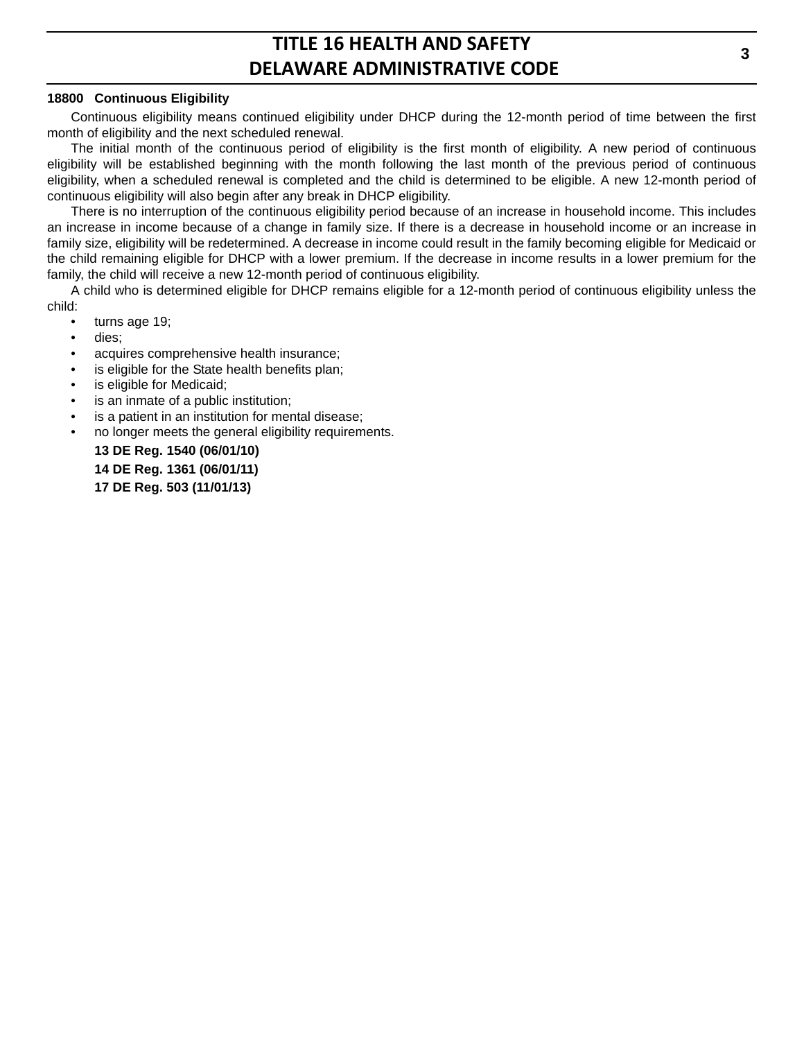**18800 Continuous Eligibility**

Continuous eligibility means continued eligibility under DHCP during the 12-month period of time between the first month of eligibility and the next scheduled renewal.

The initial month of the continuous period of eligibility is the first month of eligibility. A new period of continuous eligibility will be established beginning with the month following the last month of the previous period of continuous eligibility, when a scheduled renewal is completed and the child is determined to be eligible. A new 12-month period of continuous eligibility will also begin after any break in DHCP eligibility.

There is no interruption of the continuous eligibility period because of an increase in household income. This includes an increase in income because of a change in family size. If there is a decrease in household income or an increase in family size, eligibility will be redetermined. A decrease in income could result in the family becoming eligible for Medicaid or the child remaining eligible for DHCP with a lower premium. If the decrease in income results in a lower premium for the family, the child will receive a new 12-month period of continuous eligibility.

A child who is determined eligible for DHCP remains eligible for a 12-month period of continuous eligibility unless the child:

- turns age 19;
- dies;
- acquires comprehensive health insurance;
- is eligible for the State health benefits plan;
- is eligible for Medicaid;
- is an inmate of a public institution;
- is a patient in an institution for mental disease;
- no longer meets the general eligibility requirements.

**13 DE Reg. 1540 (06/01/10)**

**14 DE Reg. 1361 (06/01/11)**

**17 DE Reg. 503 (11/01/13)**